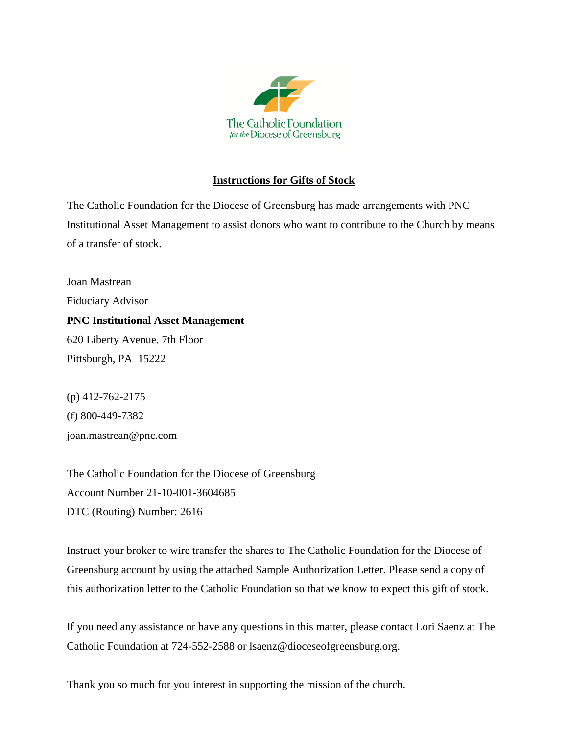The Catholic Foundation
*for the* Diocese of Greensburg

## Instructions for Gifts of Stock

The Catholic Foundation for the Diocese of Greensburg has made arrangements with PNC Institutional Asset Management to assist donors who want to contribute to the Church by means of a transfer of stock.

Joan Mastrean
Fiduciary Advisor
**PNC Institutional Asset Management**
620 Liberty Avenue, 7th Floor
Pittsburgh, PA 15222

(p) 412-762-2175
(f) 800-449-7382
joan.mastrean@pnc.com

The Catholic Foundation for the Diocese of Greensburg
Account Number 21-10-001-3604685
DTC (Routing) Number: 2616

Instruct your broker to wire transfer the shares to The Catholic Foundation for the Diocese of Greensburg account by using the attached Sample Authorization Letter. Please send a copy of this authorization letter to the Catholic Foundation so that we know to expect this gift of stock.

If you need any assistance or have any questions in this matter, please contact Lori Saenz at The Catholic Foundation at 724-552-2588 or lsaenz@dioceseofgreensburg.org.

Thank you so much for you interest in supporting the mission of the church.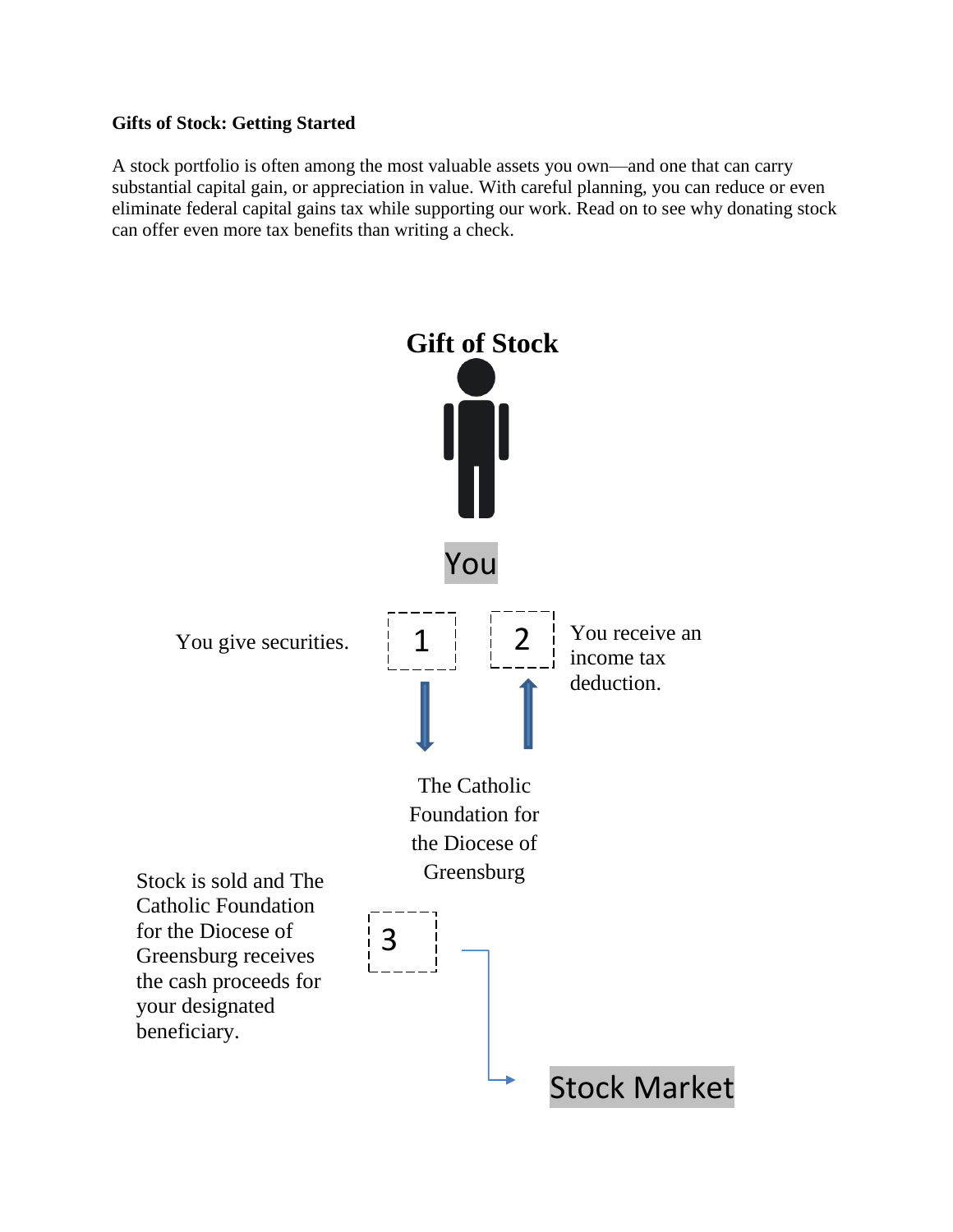**Gifts of Stock: Getting Started**

A stock portfolio is often among the most valuable assets you own—and one that can carry substantial capital gain, or appreciation in value. With careful planning, you can reduce or even eliminate federal capital gains tax while supporting our work. Read on to see why donating stock can offer even more tax benefits than writing a check.

**Gift of Stock**

You

1 You give securities.

2 You receive an income tax deduction.

The Catholic Foundation for the Diocese of Greensburg

3 Stock is sold and The Catholic Foundation for the Diocese of Greensburg receives the cash proceeds for your designated beneficiary.

Stock Market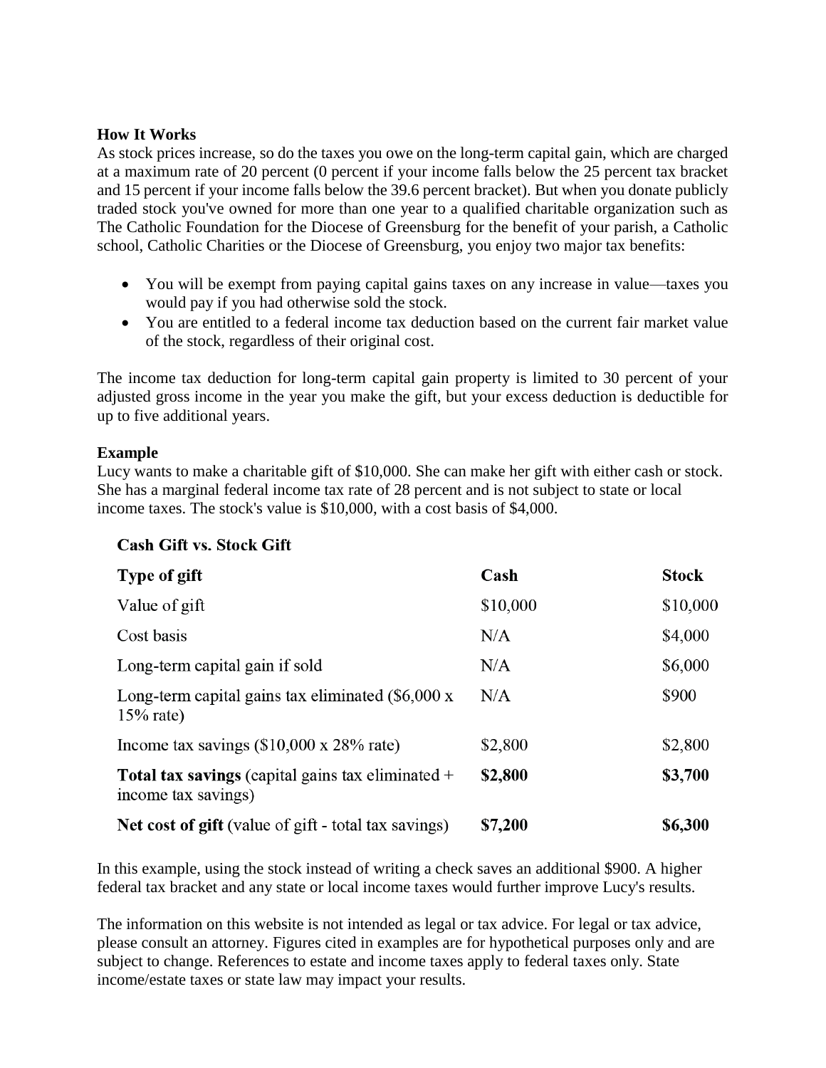**How It Works**

As stock prices increase, so do the taxes you owe on the long-term capital gain, which are charged at a maximum rate of 20 percent (0 percent if your income falls below the 25 percent tax bracket and 15 percent if your income falls below the 39.6 percent bracket). But when you donate publicly traded stock you've owned for more than one year to a qualified charitable organization such as The Catholic Foundation for the Diocese of Greensburg for the benefit of your parish, a Catholic school, Catholic Charities or the Diocese of Greensburg, you enjoy two major tax benefits:

- You will be exempt from paying capital gains taxes on any increase in value—taxes you would pay if you had otherwise sold the stock.
- You are entitled to a federal income tax deduction based on the current fair market value of the stock, regardless of their original cost.

The income tax deduction for long-term capital gain property is limited to 30 percent of your adjusted gross income in the year you make the gift, but your excess deduction is deductible for up to five additional years.

**Example**

Lucy wants to make a charitable gift of $10,000. She can make her gift with either cash or stock. She has a marginal federal income tax rate of 28 percent and is not subject to state or local income taxes. The stock's value is $10,000, with a cost basis of $4,000.

**Cash Gift vs. Stock Gift**

| **Type of gift** | **Cash** | **Stock** |
|---|---|---|
| Value of gift | $10,000 | $10,000 |
| Cost basis | N/A | $4,000 |
| Long-term capital gain if sold | N/A | $6,000 |
| Long-term capital gains tax eliminated ($6,000 x 15% rate) | N/A | $900 |
| Income tax savings ($10,000 x 28% rate) | $2,800 | $2,800 |
| **Total tax savings** (capital gains tax eliminated + income tax savings) | **$2,800** | **$3,700** |
| **Net cost of gift** (value of gift - total tax savings) | **$7,200** | **$6,300** |

In this example, using the stock instead of writing a check saves an additional $900. A higher federal tax bracket and any state or local income taxes would further improve Lucy's results.

The information on this website is not intended as legal or tax advice. For legal or tax advice, please consult an attorney. Figures cited in examples are for hypothetical purposes only and are subject to change. References to estate and income taxes apply to federal taxes only. State income/estate taxes or state law may impact your results.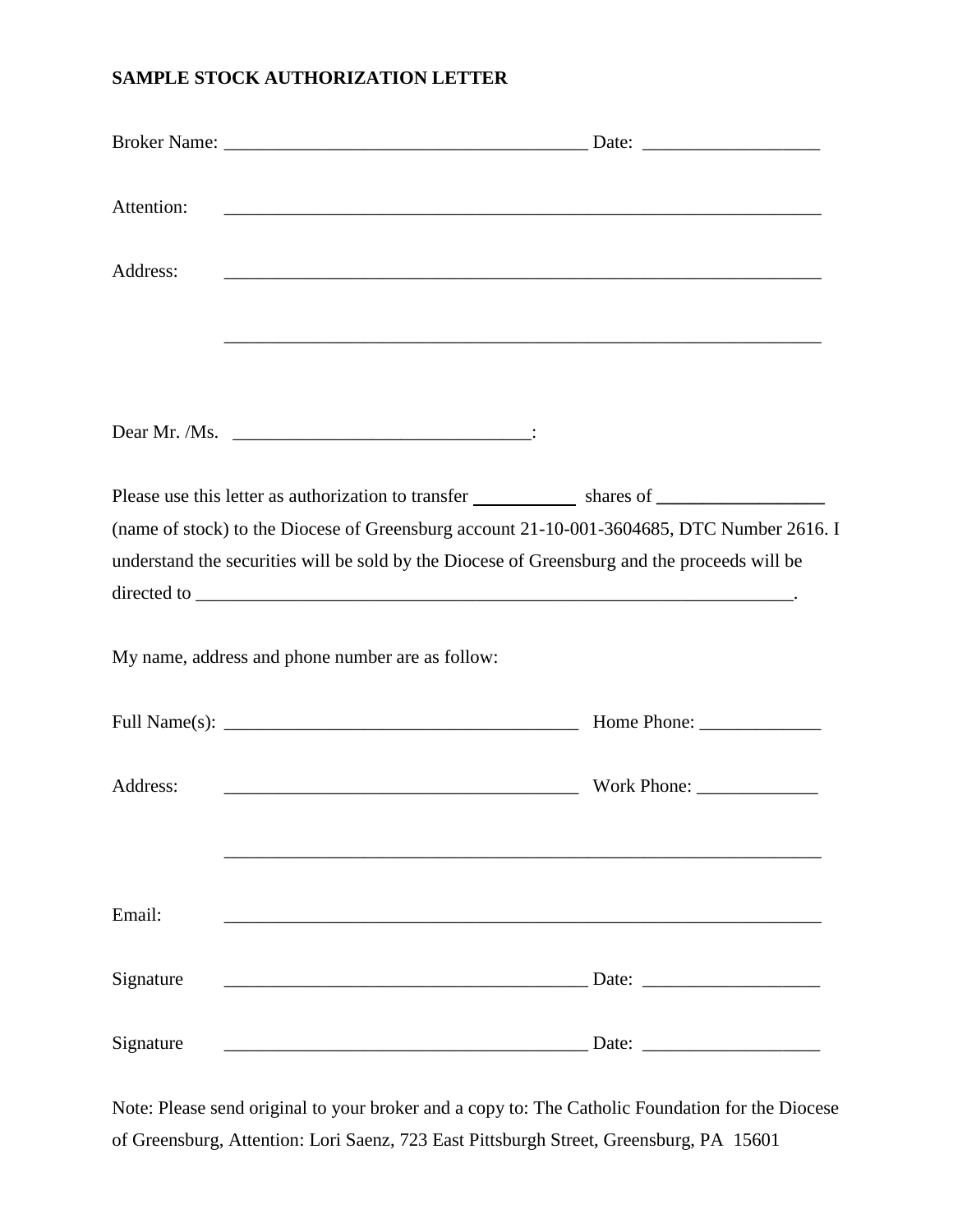**SAMPLE STOCK AUTHORIZATION LETTER**

Broker Name: _______________________________________ Date: __________________

Attention: ________________________________________________________________

Address: ________________________________________________________________

________________________________________________________________

Dear Mr. /Ms. ________________________________:

Please use this letter as authorization to transfer __________ shares of _________________ (name of stock) to the Diocese of Greensburg account 21-10-001-3604685, DTC Number 2616. I understand the securities will be sold by the Diocese of Greensburg and the proceeds will be directed to _________________________________________________________________.

My name, address and phone number are as follow:

Full Name(s): ______________________________________ Home Phone: _____________

Address: ______________________________________ Work Phone: _____________

________________________________________________________________

Email: ________________________________________________________________

Signature _______________________________________ Date: __________________

Signature _______________________________________ Date: __________________

Note: Please send original to your broker and a copy to: The Catholic Foundation for the Diocese of Greensburg, Attention: Lori Saenz, 723 East Pittsburgh Street, Greensburg, PA 15601